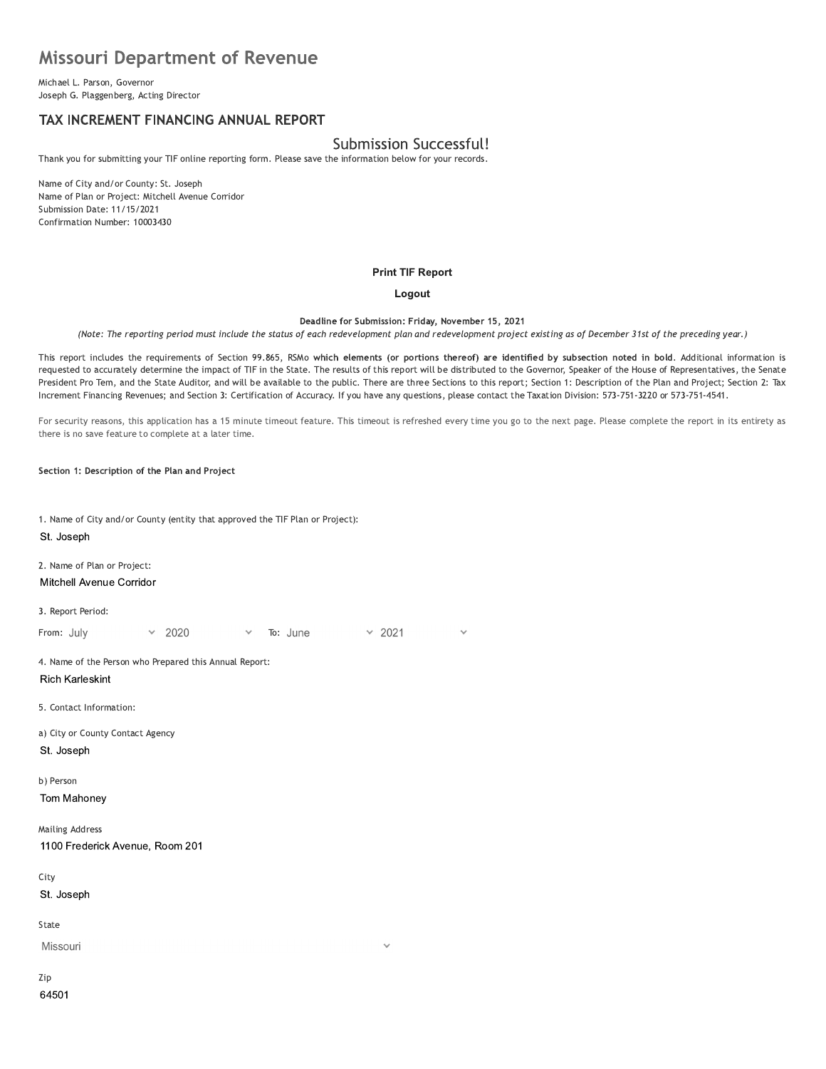# Missouri Department of Revenue

Michael L. Parson, Governor
Joseph G. Plaggenberg, Acting Director

## TAX INCREMENT FINANCING ANNUAL REPORT

### Submission Successful!

Thank you for submitting your TIF online reporting form. Please save the information below for your records.

Name of City and/or County: St. Joseph
Name of Plan or Project: Mitchell Avenue Corridor
Submission Date: 11/15/2021
Confirmation Number: 10003430

**Print TIF Report**

**Logout**

**Deadline for Submission: Friday, November 15, 2021**

*(Note: The reporting period must include the status of each redevelopment plan and redevelopment project existing as of December 31st of the preceding year.)*

This report includes the requirements of Section 99.865, RSMo **which elements (or portions thereof) are identified by subsection noted in bold**. Additional information is requested to accurately determine the impact of TIF in the State. The results of this report will be distributed to the Governor, Speaker of the House of Representatives, the Senate President Pro Tem, and the State Auditor, and will be available to the public. There are three Sections to this report; Section 1: Description of the Plan and Project; Section 2: Tax Increment Financing Revenues; and Section 3: Certification of Accuracy. If you have any questions, please contact the Taxation Division: 573-751-3220 or 573-751-4541.

For security reasons, this application has a 15 minute timeout feature. This timeout is refreshed every time you go to the next page. Please complete the report in its entirety as there is no save feature to complete at a later time.

**Section 1: Description of the Plan and Project**

1. Name of City and/or County (entity that approved the TIF Plan or Project):

St. Joseph

2. Name of Plan or Project:

Mitchell Avenue Corridor

3. Report Period:

From: July 2020 To: June 2021

4. Name of the Person who Prepared this Annual Report:

Rich Karleskint

5. Contact Information:

a) City or County Contact Agency

St. Joseph

b) Person

Tom Mahoney

Mailing Address

1100 Frederick Avenue, Room 201

City

St. Joseph

State

Missouri

Zip

64501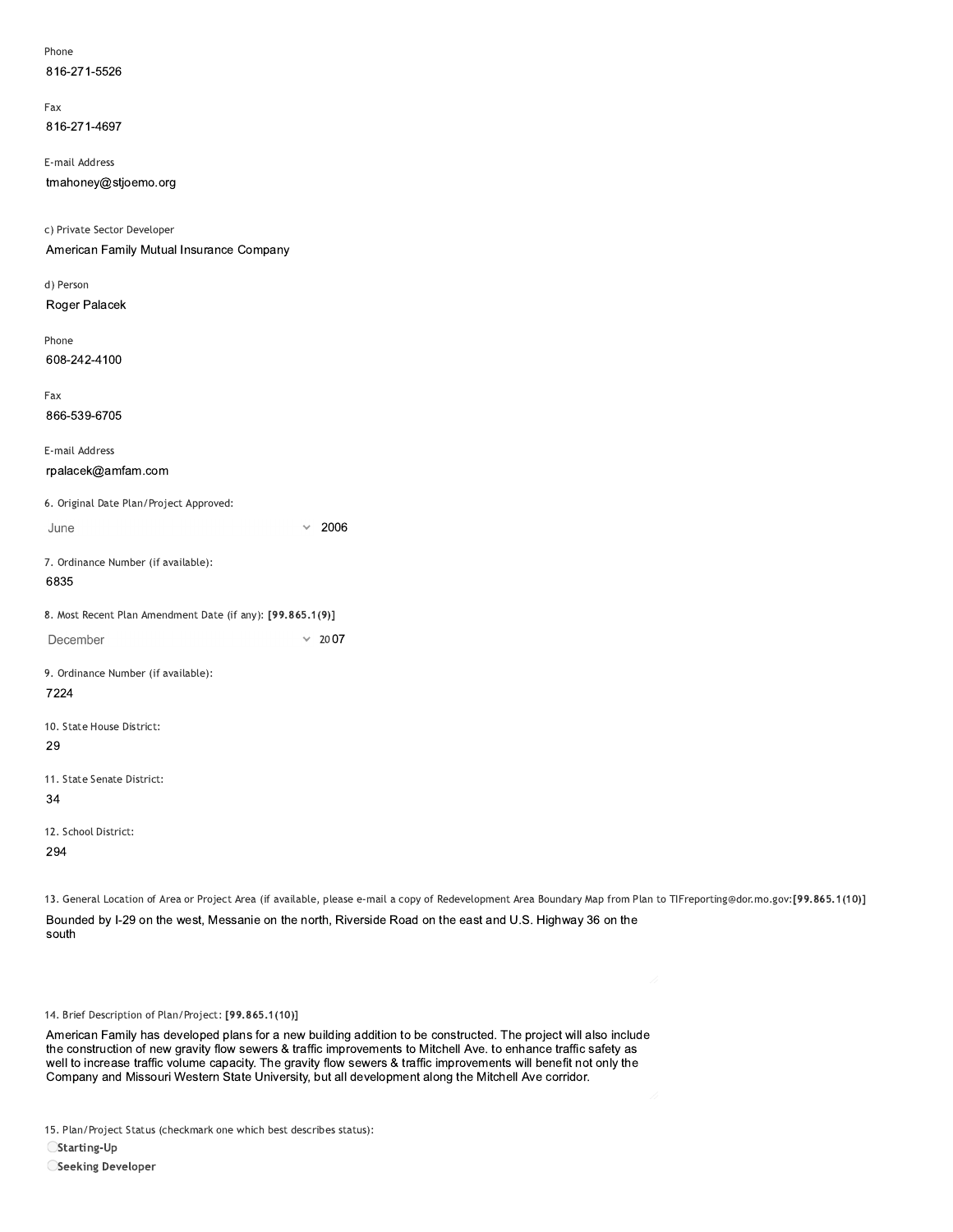Phone

816-271-5526

Fax

816-271-4697

E-mail Address

tmahoney@stjoemo.org

c) Private Sector Developer

American Family Mutual Insurance Company

d) Person

Roger Palacek

Phone

608-242-4100

Fax

866-539-6705

E-mail Address

rpalacek@amfam.com

6. Original Date Plan/Project Approved:

June 2006

7. Ordinance Number (if available):

6835

8. Most Recent Plan Amendment Date (if any): **[99.865.1(9)]**

December 2007

9. Ordinance Number (if available):

7224

10. State House District:

29

11. State Senate District:

34

12. School District:

294

13. General Location of Area or Project Area (if available, please e-mail a copy of Redevelopment Area Boundary Map from Plan to TIFreporting@dor.mo.gov:**[99.865.1(10)]**

Bounded by I-29 on the west, Messanie on the north, Riverside Road on the east and U.S. Highway 36 on the south

14. Brief Description of Plan/Project: **[99.865.1(10)]**

American Family has developed plans for a new building addition to be constructed. The project will also include the construction of new gravity flow sewers & traffic improvements to Mitchell Ave. to enhance traffic safety as well to increase traffic volume capacity. The gravity flow sewers & traffic improvements will benefit not only the Company and Missouri Western State University, but all development along the Mitchell Ave corridor.

15. Plan/Project Status (checkmark one which best describes status):

- [ ] **Starting-Up**
- [ ] **Seeking Developer**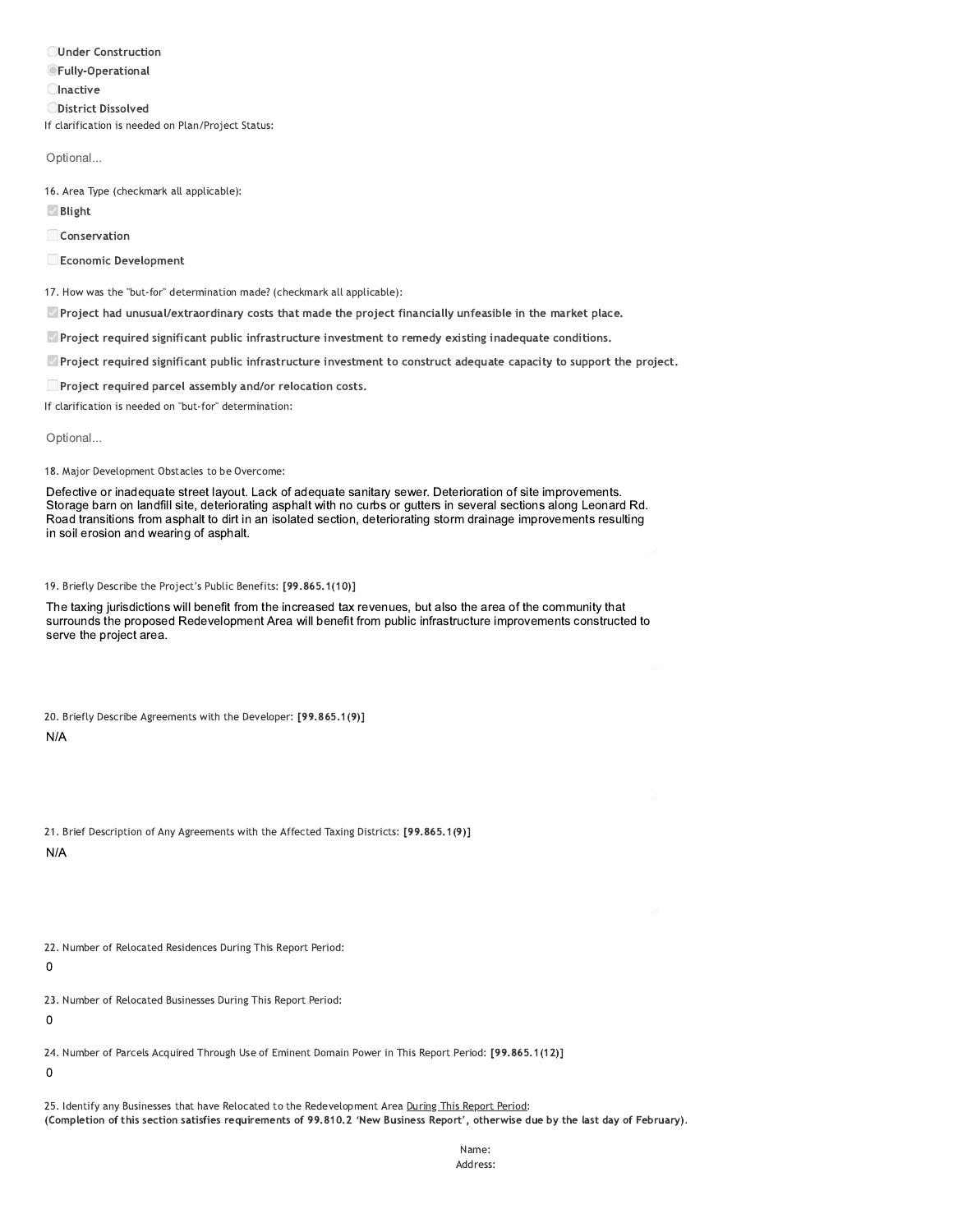- ○ **Under Construction**
- ◉ **Fully-Operational**
- ○ **Inactive**
- ○ **District Dissolved**

If clarification is needed on Plan/Project Status:

Optional...

16. Area Type (checkmark all applicable):

- [x] **Blight**
- [ ] **Conservation**
- [ ] **Economic Development**

17. How was the "but-for" determination made? (checkmark all applicable):

- [x] **Project had unusual/extraordinary costs that made the project financially unfeasible in the market place.**
- [x] **Project required significant public infrastructure investment to remedy existing inadequate conditions.**
- [x] **Project required significant public infrastructure investment to construct adequate capacity to support the project.**
- [ ] **Project required parcel assembly and/or relocation costs.**

If clarification is needed on "but-for" determination:

Optional...

18. Major Development Obstacles to be Overcome:

Defective or inadequate street layout. Lack of adequate sanitary sewer. Deterioration of site improvements. Storage barn on landfill site, deteriorating asphalt with no curbs or gutters in several sections along Leonard Rd. Road transitions from asphalt to dirt in an isolated section, deteriorating storm drainage improvements resulting in soil erosion and wearing of asphalt.

19. Briefly Describe the Project's Public Benefits: **[99.865.1(10)]**

The taxing jurisdictions will benefit from the increased tax revenues, but also the area of the community that surrounds the proposed Redevelopment Area will benefit from public infrastructure improvements constructed to serve the project area.

20. Briefly Describe Agreements with the Developer: **[99.865.1(9)]**

N/A

21. Brief Description of Any Agreements with the Affected Taxing Districts: **[99.865.1(9)]**

N/A

22. Number of Relocated Residences During This Report Period:

0

23. Number of Relocated Businesses During This Report Period:

0

24. Number of Parcels Acquired Through Use of Eminent Domain Power in This Report Period: **[99.865.1(12)]**

0

25. Identify any Businesses that have Relocated to the Redevelopment Area During This Report Period:
**(Completion of this section satisfies requirements of 99.810.2 'New Business Report', otherwise due by the last day of February).**

Name:
Address: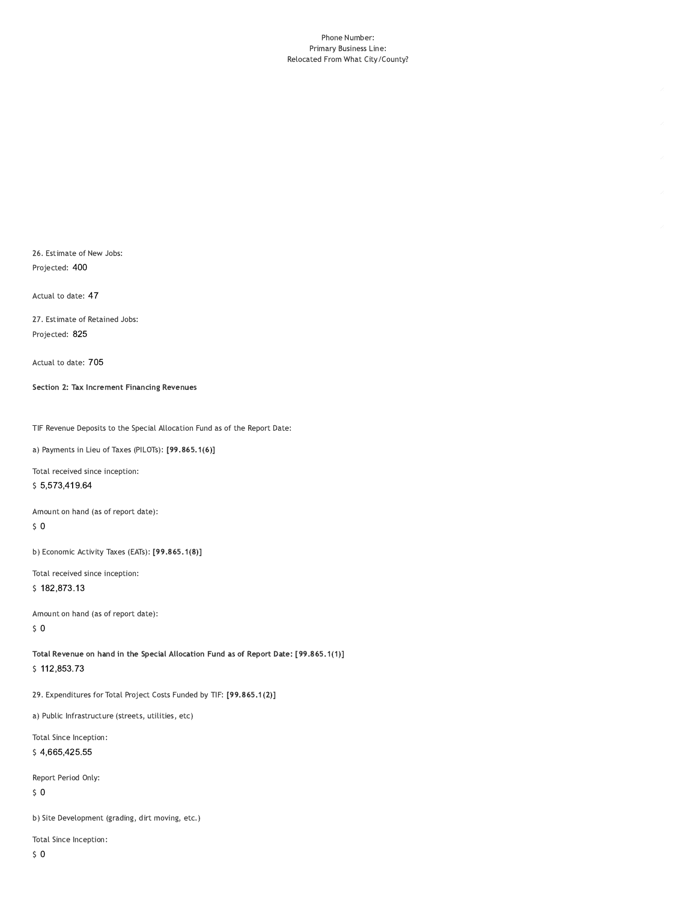Phone Number:
Primary Business Line:
Relocated From What City/County?

26. Estimate of New Jobs:

Projected: 400

Actual to date: 47

27. Estimate of Retained Jobs:

Projected: 825

Actual to date: 705

**Section 2: Tax Increment Financing Revenues**

TIF Revenue Deposits to the Special Allocation Fund as of the Report Date:

a) Payments in Lieu of Taxes (PILOTs): **[99.865.1(6)]**

Total received since inception:

$ 5,573,419.64

Amount on hand (as of report date):

$ 0

b) Economic Activity Taxes (EATs): **[99.865.1(8)]**

Total received since inception:

$ 182,873.13

Amount on hand (as of report date):

$ 0

**Total Revenue on hand in the Special Allocation Fund as of Report Date: [99.865.1(1)]**

$ 112,853.73

29. Expenditures for Total Project Costs Funded by TIF: **[99.865.1(2)]**

a) Public Infrastructure (streets, utilities, etc)

Total Since Inception:

$ 4,665,425.55

Report Period Only:

$ 0

b) Site Development (grading, dirt moving, etc.)

Total Since Inception:

$ 0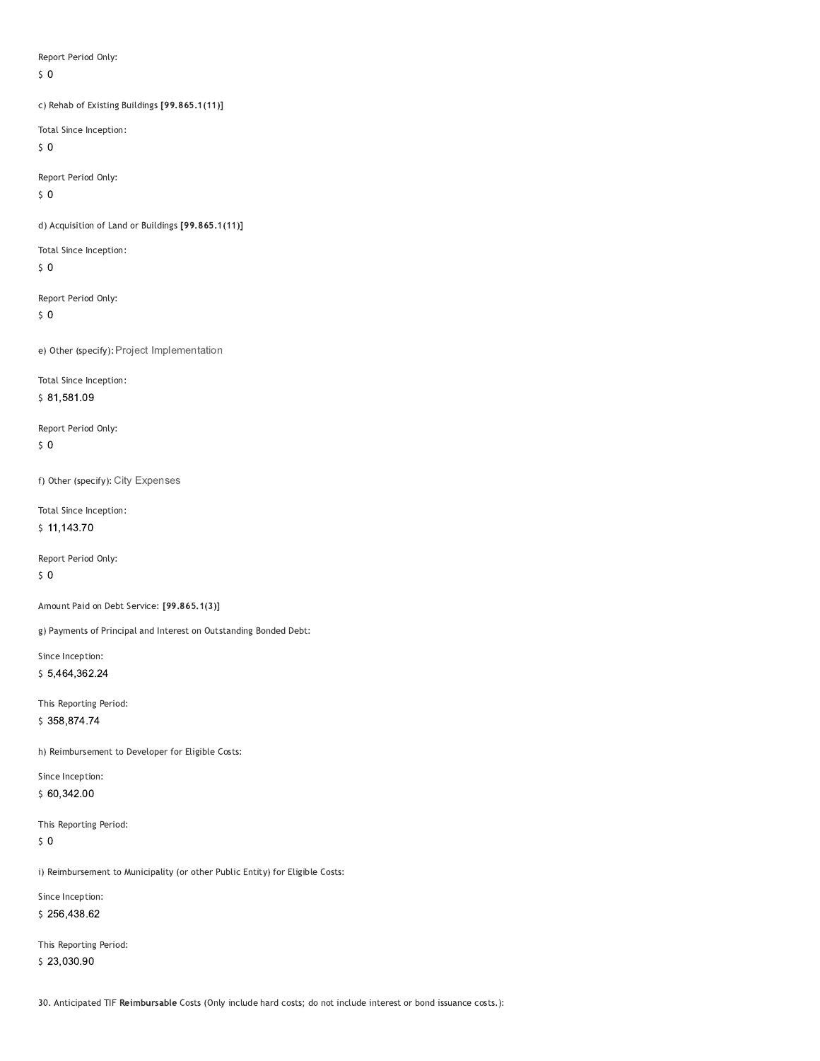Report Period Only:

$ 0

c) Rehab of Existing Buildings **[99.865.1(11)]**

Total Since Inception:

$ 0

Report Period Only:

$ 0

d) Acquisition of Land or Buildings **[99.865.1(11)]**

Total Since Inception:

$ 0

Report Period Only:

$ 0

e) Other (specify): Project Implementation

Total Since Inception:

$ 81,581.09

Report Period Only:

$ 0

f) Other (specify): City Expenses

Total Since Inception:

$ 11,143.70

Report Period Only:

$ 0

Amount Paid on Debt Service: **[99.865.1(3)]**

g) Payments of Principal and Interest on Outstanding Bonded Debt:

Since Inception:

$ 5,464,362.24

This Reporting Period:

$ 358,874.74

h) Reimbursement to Developer for Eligible Costs:

Since Inception:

$ 60,342.00

This Reporting Period:

$ 0

i) Reimbursement to Municipality (or other Public Entity) for Eligible Costs:

Since Inception:

$ 256,438.62

This Reporting Period:

$ 23,030.90

30. Anticipated TIF **Reimbursable** Costs (Only include hard costs; do not include interest or bond issuance costs.):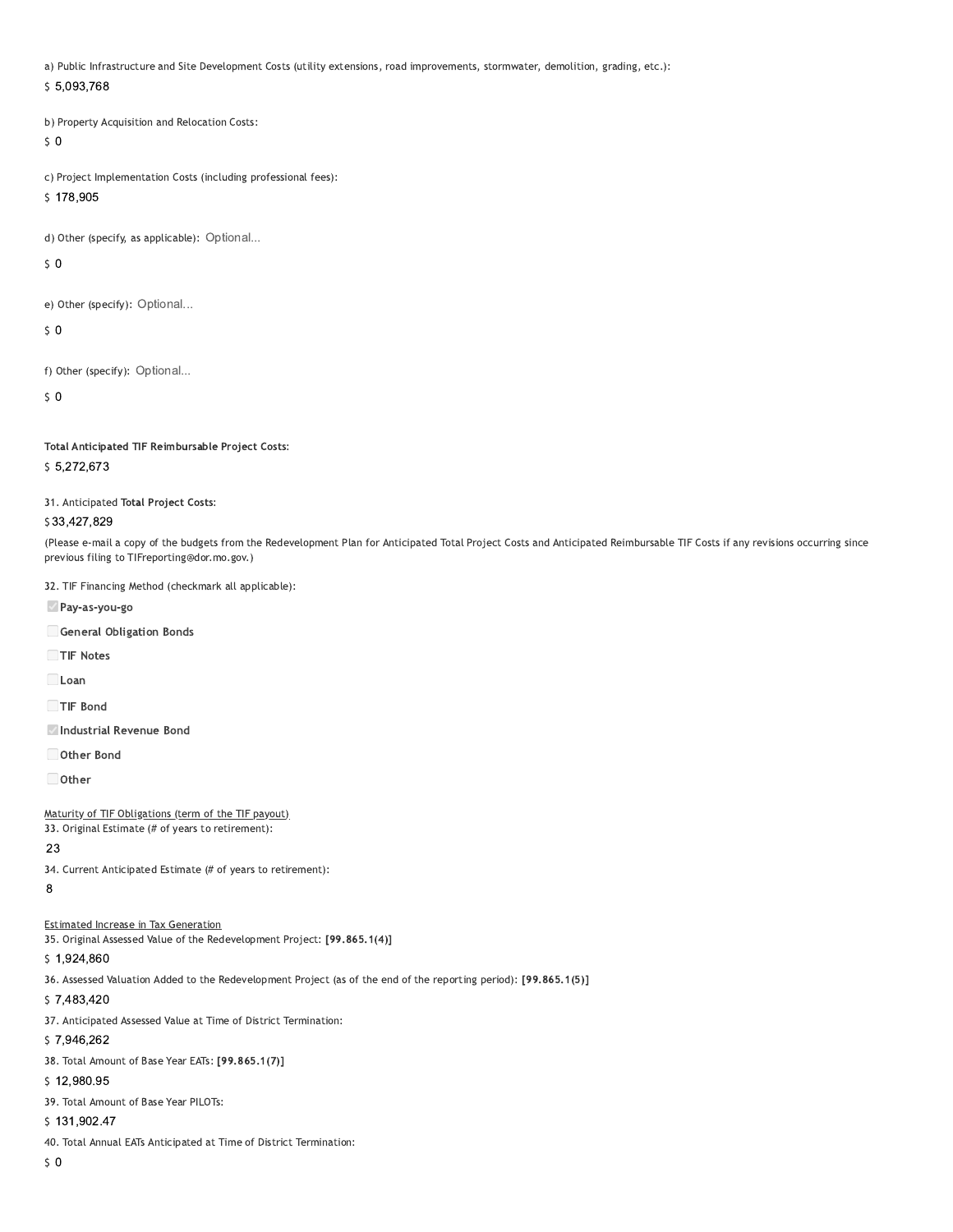a) Public Infrastructure and Site Development Costs (utility extensions, road improvements, stormwater, demolition, grading, etc.):

$ 5,093,768

b) Property Acquisition and Relocation Costs:

$ 0

c) Project Implementation Costs (including professional fees):

$ 178,905

d) Other (specify, as applicable): Optional...

$ 0

e) Other (specify): Optional...

$ 0

f) Other (specify): Optional...

$ 0

**Total Anticipated TIF Reimbursable Project Costs:**

$ 5,272,673

31. Anticipated **Total Project Costs:**

$ 33,427,829

(Please e-mail a copy of the budgets from the Redevelopment Plan for Anticipated Total Project Costs and Anticipated Reimbursable TIF Costs if any revisions occurring since previous filing to TIFreporting@dor.mo.gov.)

32. TIF Financing Method (checkmark all applicable):

- [x] **Pay-as-you-go**
- [ ] **General Obligation Bonds**
- [ ] **TIF Notes**
- [ ] **Loan**
- [ ] **TIF Bond**
- [x] **Industrial Revenue Bond**
- [ ] **Other Bond**
- [ ] **Other**

Maturity of TIF Obligations (term of the TIF payout)

33. Original Estimate (# of years to retirement):

23

34. Current Anticipated Estimate (# of years to retirement):

8

Estimated Increase in Tax Generation

35. Original Assessed Value of the Redevelopment Project: **[99.865.1(4)]**

$ 1,924,860

36. Assessed Valuation Added to the Redevelopment Project (as of the end of the reporting period): **[99.865.1(5)]**

$ 7,483,420

37. Anticipated Assessed Value at Time of District Termination:

$ 7,946,262

38. Total Amount of Base Year EATs: **[99.865.1(7)]**

$ 12,980.95

39. Total Amount of Base Year PILOTs:

$ 131,902.47

40. Total Annual EATs Anticipated at Time of District Termination:

$ 0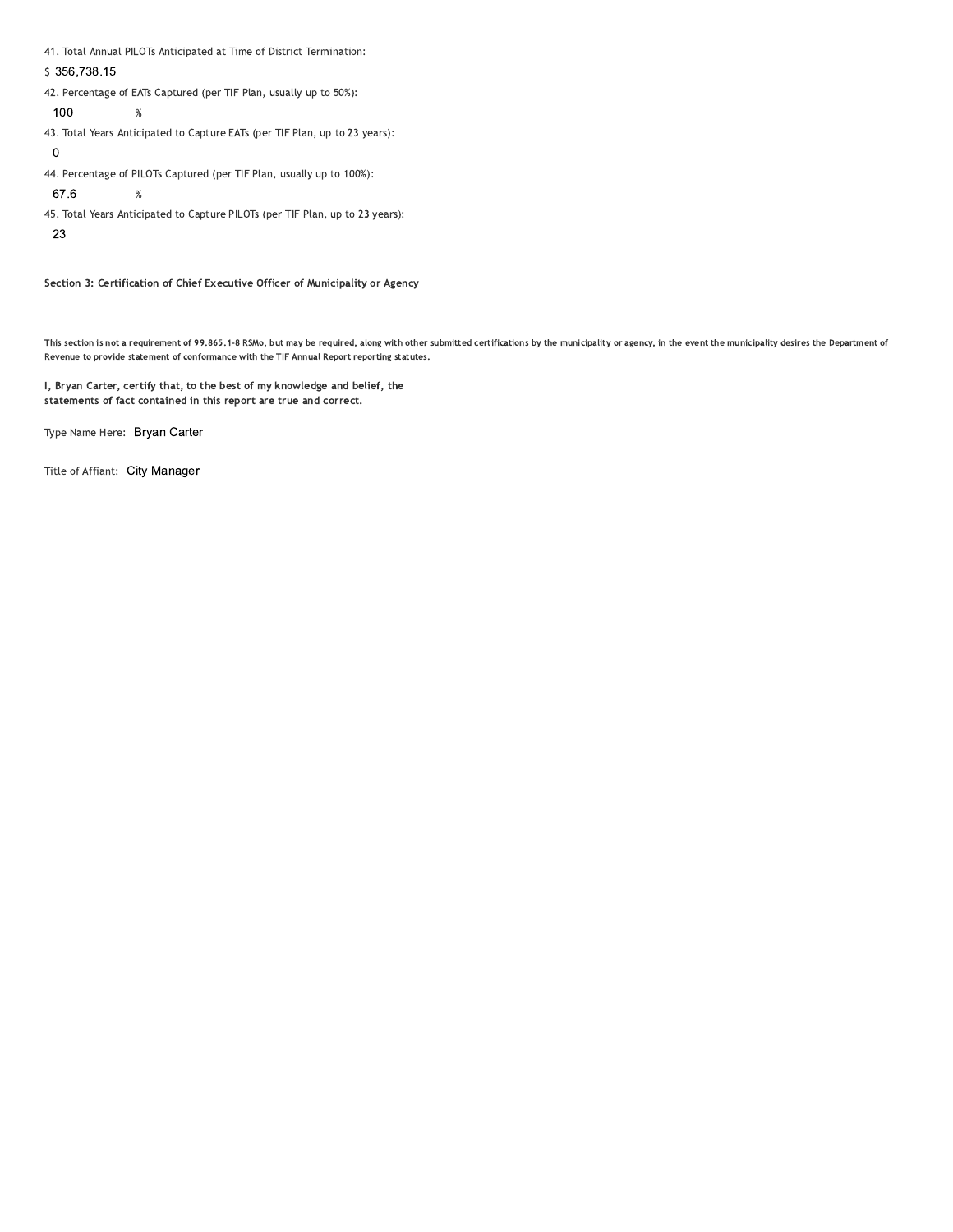41. Total Annual PILOTs Anticipated at Time of District Termination:

$ 356,738.15

42. Percentage of EATs Captured (per TIF Plan, usually up to 50%):

100 %

43. Total Years Anticipated to Capture EATs (per TIF Plan, up to 23 years):

0

44. Percentage of PILOTs Captured (per TIF Plan, usually up to 100%):

67.6 %

45. Total Years Anticipated to Capture PILOTs (per TIF Plan, up to 23 years):

23

**Section 3: Certification of Chief Executive Officer of Municipality or Agency**

**This section is not a requirement of 99.865.1-8 RSMo, but may be required, along with other submitted certifications by the municipality or agency, in the event the municipality desires the Department of Revenue to provide statement of conformance with the TIF Annual Report reporting statutes.**

**I, Bryan Carter, certify that, to the best of my knowledge and belief, the statements of fact contained in this report are true and correct.**

Type Name Here: Bryan Carter

Title of Affiant: City Manager